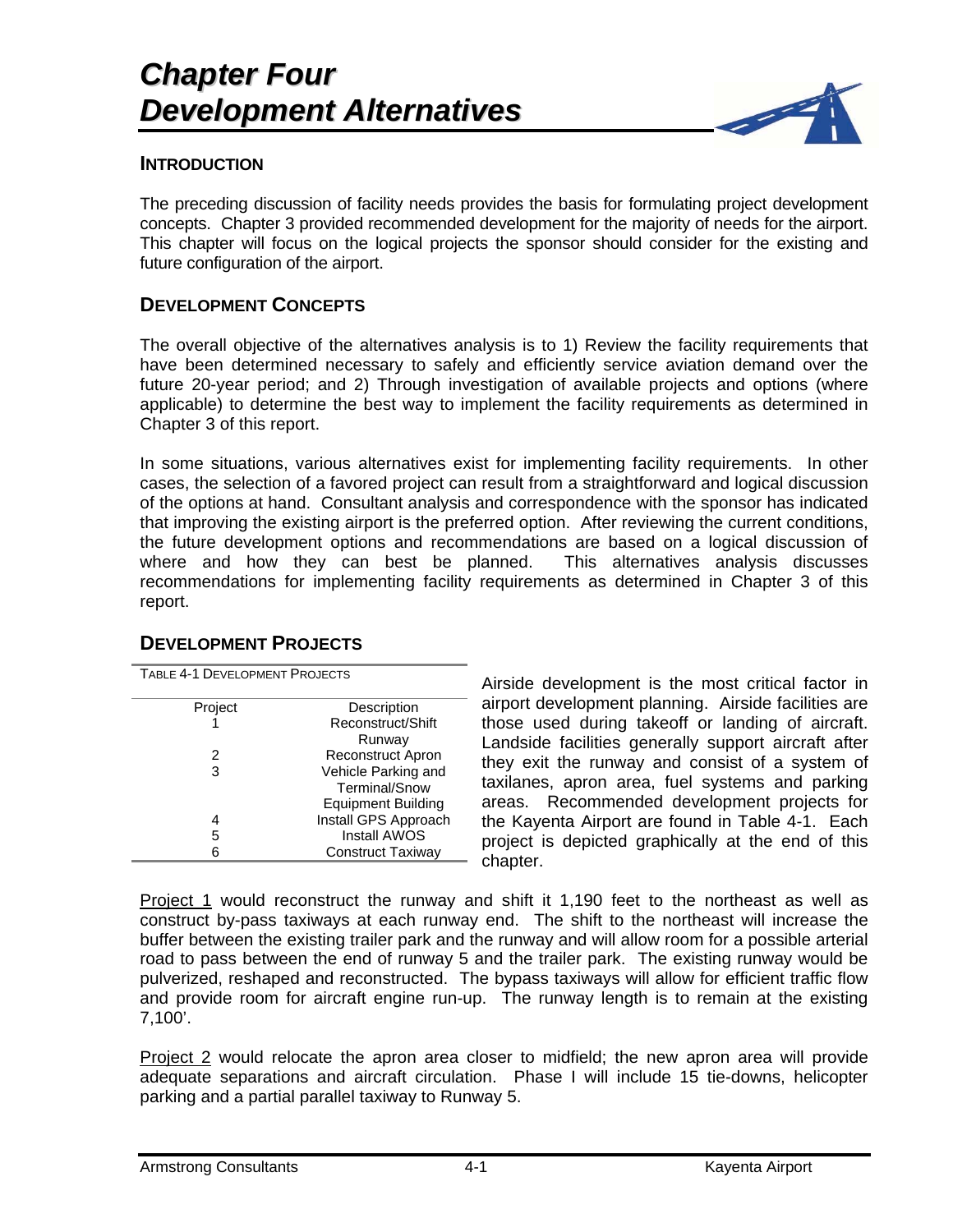# Chapter Four
# Development Alternatives

## INTRODUCTION

The preceding discussion of facility needs provides the basis for formulating project development concepts. Chapter 3 provided recommended development for the majority of needs for the airport. This chapter will focus on the logical projects the sponsor should consider for the existing and future configuration of the airport.

## DEVELOPMENT CONCEPTS

The overall objective of the alternatives analysis is to 1) Review the facility requirements that have been determined necessary to safely and efficiently service aviation demand over the future 20-year period; and 2) Through investigation of available projects and options (where applicable) to determine the best way to implement the facility requirements as determined in Chapter 3 of this report.

In some situations, various alternatives exist for implementing facility requirements. In other cases, the selection of a favored project can result from a straightforward and logical discussion of the options at hand. Consultant analysis and correspondence with the sponsor has indicated that improving the existing airport is the preferred option. After reviewing the current conditions, the future development options and recommendations are based on a logical discussion of where and how they can best be planned. This alternatives analysis discusses recommendations for implementing facility requirements as determined in Chapter 3 of this report.

## DEVELOPMENT PROJECTS

TABLE 4-1 DEVELOPMENT PROJECTS

| Project | Description |
|---|---|
| 1 | Reconstruct/Shift Runway |
| 2 | Reconstruct Apron |
| 3 | Vehicle Parking and Terminal/Snow Equipment Building |
| 4 | Install GPS Approach |
| 5 | Install AWOS |
| 6 | Construct Taxiway |

Airside development is the most critical factor in airport development planning. Airside facilities are those used during takeoff or landing of aircraft. Landside facilities generally support aircraft after they exit the runway and consist of a system of taxilanes, apron area, fuel systems and parking areas. Recommended development projects for the Kayenta Airport are found in Table 4-1. Each project is depicted graphically at the end of this chapter.

Project 1 would reconstruct the runway and shift it 1,190 feet to the northeast as well as construct by-pass taxiways at each runway end. The shift to the northeast will increase the buffer between the existing trailer park and the runway and will allow room for a possible arterial road to pass between the end of runway 5 and the trailer park. The existing runway would be pulverized, reshaped and reconstructed. The bypass taxiways will allow for efficient traffic flow and provide room for aircraft engine run-up. The runway length is to remain at the existing 7,100'.

Project 2 would relocate the apron area closer to midfield; the new apron area will provide adequate separations and aircraft circulation. Phase I will include 15 tie-downs, helicopter parking and a partial parallel taxiway to Runway 5.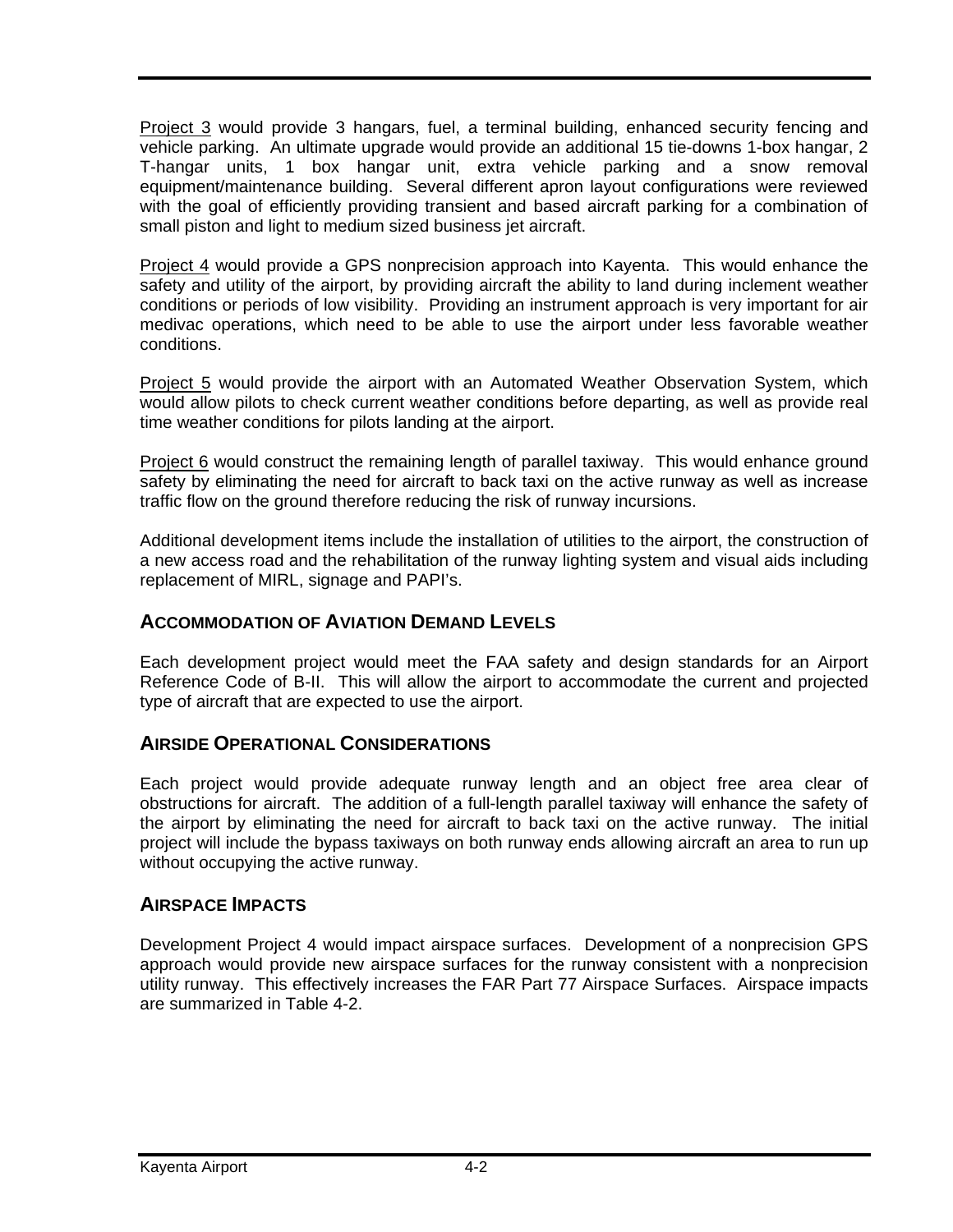Project 3 would provide 3 hangars, fuel, a terminal building, enhanced security fencing and vehicle parking. An ultimate upgrade would provide an additional 15 tie-downs 1-box hangar, 2 T-hangar units, 1 box hangar unit, extra vehicle parking and a snow removal equipment/maintenance building. Several different apron layout configurations were reviewed with the goal of efficiently providing transient and based aircraft parking for a combination of small piston and light to medium sized business jet aircraft.

Project 4 would provide a GPS nonprecision approach into Kayenta. This would enhance the safety and utility of the airport, by providing aircraft the ability to land during inclement weather conditions or periods of low visibility. Providing an instrument approach is very important for air medivac operations, which need to be able to use the airport under less favorable weather conditions.

Project 5 would provide the airport with an Automated Weather Observation System, which would allow pilots to check current weather conditions before departing, as well as provide real time weather conditions for pilots landing at the airport.

Project 6 would construct the remaining length of parallel taxiway. This would enhance ground safety by eliminating the need for aircraft to back taxi on the active runway as well as increase traffic flow on the ground therefore reducing the risk of runway incursions.

Additional development items include the installation of utilities to the airport, the construction of a new access road and the rehabilitation of the runway lighting system and visual aids including replacement of MIRL, signage and PAPI's.

## ACCOMMODATION OF AVIATION DEMAND LEVELS

Each development project would meet the FAA safety and design standards for an Airport Reference Code of B-II. This will allow the airport to accommodate the current and projected type of aircraft that are expected to use the airport.

## AIRSIDE OPERATIONAL CONSIDERATIONS

Each project would provide adequate runway length and an object free area clear of obstructions for aircraft. The addition of a full-length parallel taxiway will enhance the safety of the airport by eliminating the need for aircraft to back taxi on the active runway. The initial project will include the bypass taxiways on both runway ends allowing aircraft an area to run up without occupying the active runway.

## AIRSPACE IMPACTS

Development Project 4 would impact airspace surfaces. Development of a nonprecision GPS approach would provide new airspace surfaces for the runway consistent with a nonprecision utility runway. This effectively increases the FAR Part 77 Airspace Surfaces. Airspace impacts are summarized in Table 4-2.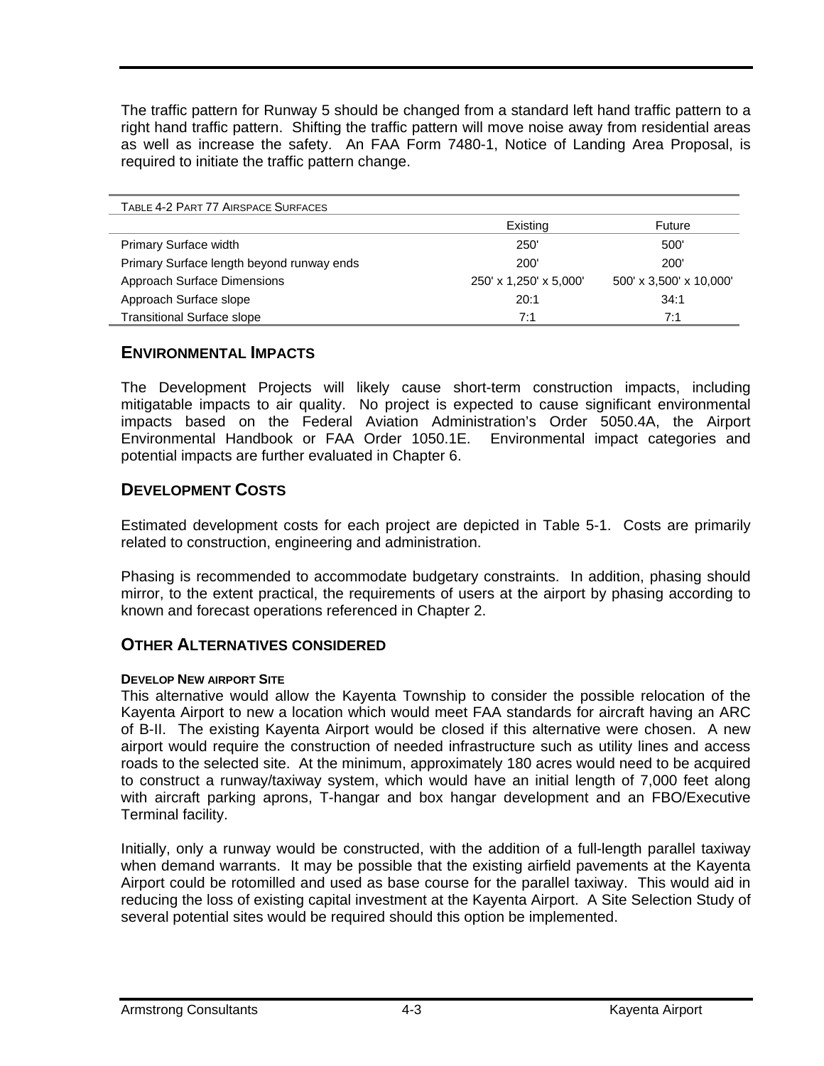The traffic pattern for Runway 5 should be changed from a standard left hand traffic pattern to a right hand traffic pattern. Shifting the traffic pattern will move noise away from residential areas as well as increase the safety. An FAA Form 7480-1, Notice of Landing Area Proposal, is required to initiate the traffic pattern change.

TABLE 4-2 PART 77 AIRSPACE SURFACES

| | Existing | Future |
|---|---|---|
| Primary Surface width | 250' | 500' |
| Primary Surface length beyond runway ends | 200' | 200' |
| Approach Surface Dimensions | 250' x 1,250' x 5,000' | 500' x 3,500' x 10,000' |
| Approach Surface slope | 20:1 | 34:1 |
| Transitional Surface slope | 7:1 | 7:1 |

## ENVIRONMENTAL IMPACTS

The Development Projects will likely cause short-term construction impacts, including mitigatable impacts to air quality. No project is expected to cause significant environmental impacts based on the Federal Aviation Administration's Order 5050.4A, the Airport Environmental Handbook or FAA Order 1050.1E. Environmental impact categories and potential impacts are further evaluated in Chapter 6.

## DEVELOPMENT COSTS

Estimated development costs for each project are depicted in Table 5-1. Costs are primarily related to construction, engineering and administration.

Phasing is recommended to accommodate budgetary constraints. In addition, phasing should mirror, to the extent practical, the requirements of users at the airport by phasing according to known and forecast operations referenced in Chapter 2.

## OTHER ALTERNATIVES CONSIDERED

#### DEVELOP NEW AIRPORT SITE

This alternative would allow the Kayenta Township to consider the possible relocation of the Kayenta Airport to new a location which would meet FAA standards for aircraft having an ARC of B-II. The existing Kayenta Airport would be closed if this alternative were chosen. A new airport would require the construction of needed infrastructure such as utility lines and access roads to the selected site. At the minimum, approximately 180 acres would need to be acquired to construct a runway/taxiway system, which would have an initial length of 7,000 feet along with aircraft parking aprons, T-hangar and box hangar development and an FBO/Executive Terminal facility.

Initially, only a runway would be constructed, with the addition of a full-length parallel taxiway when demand warrants. It may be possible that the existing airfield pavements at the Kayenta Airport could be rotomilled and used as base course for the parallel taxiway. This would aid in reducing the loss of existing capital investment at the Kayenta Airport. A Site Selection Study of several potential sites would be required should this option be implemented.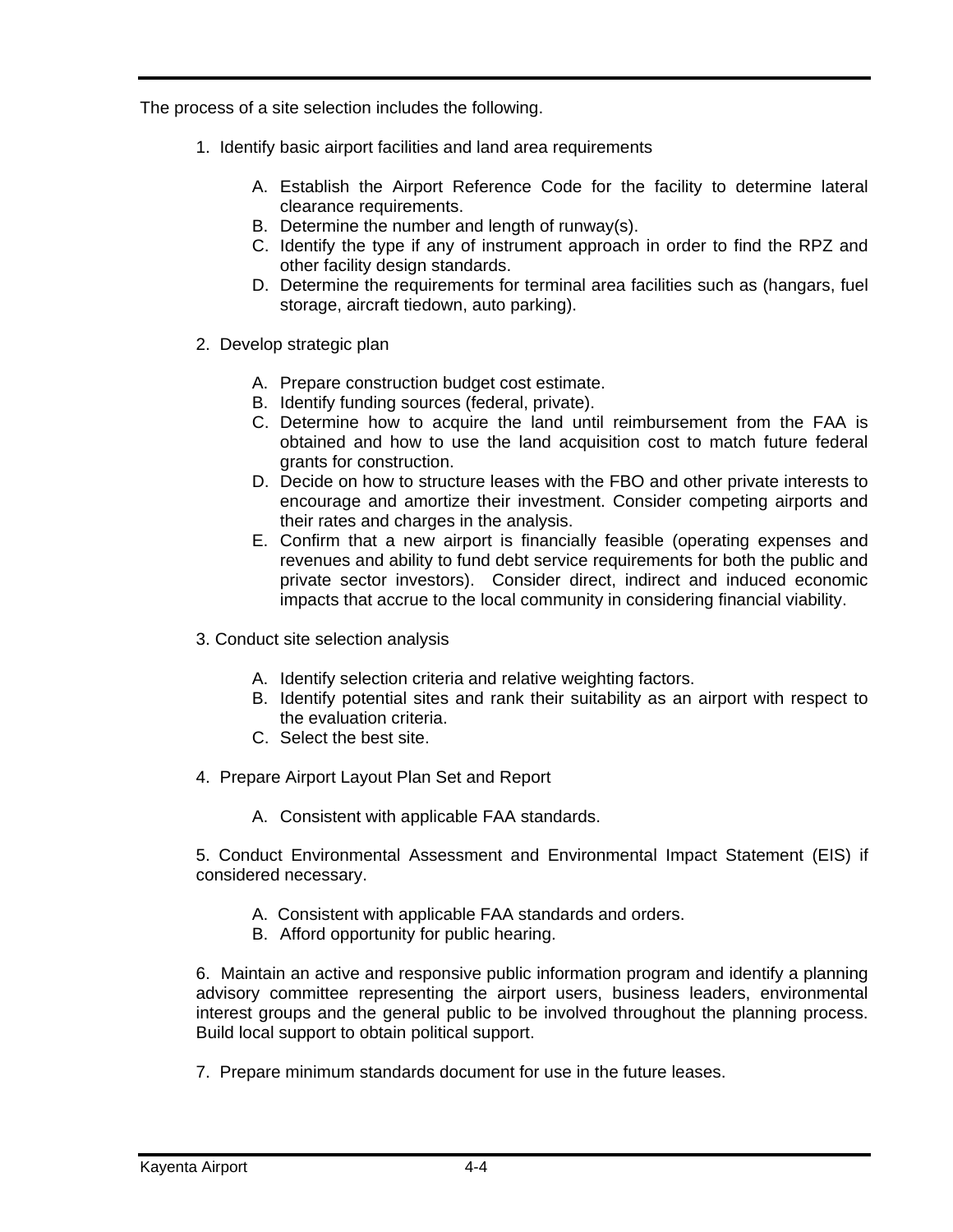The process of a site selection includes the following.

1. Identify basic airport facilities and land area requirements

   A. Establish the Airport Reference Code for the facility to determine lateral clearance requirements.
   B. Determine the number and length of runway(s).
   C. Identify the type if any of instrument approach in order to find the RPZ and other facility design standards.
   D. Determine the requirements for terminal area facilities such as (hangars, fuel storage, aircraft tiedown, auto parking).

2. Develop strategic plan

   A. Prepare construction budget cost estimate.
   B. Identify funding sources (federal, private).
   C. Determine how to acquire the land until reimbursement from the FAA is obtained and how to use the land acquisition cost to match future federal grants for construction.
   D. Decide on how to structure leases with the FBO and other private interests to encourage and amortize their investment. Consider competing airports and their rates and charges in the analysis.
   E. Confirm that a new airport is financially feasible (operating expenses and revenues and ability to fund debt service requirements for both the public and private sector investors). Consider direct, indirect and induced economic impacts that accrue to the local community in considering financial viability.

3. Conduct site selection analysis

   A. Identify selection criteria and relative weighting factors.
   B. Identify potential sites and rank their suitability as an airport with respect to the evaluation criteria.
   C. Select the best site.

4. Prepare Airport Layout Plan Set and Report

   A. Consistent with applicable FAA standards.

5. Conduct Environmental Assessment and Environmental Impact Statement (EIS) if considered necessary.

   A. Consistent with applicable FAA standards and orders.
   B. Afford opportunity for public hearing.

6. Maintain an active and responsive public information program and identify a planning advisory committee representing the airport users, business leaders, environmental interest groups and the general public to be involved throughout the planning process. Build local support to obtain political support.

7. Prepare minimum standards document for use in the future leases.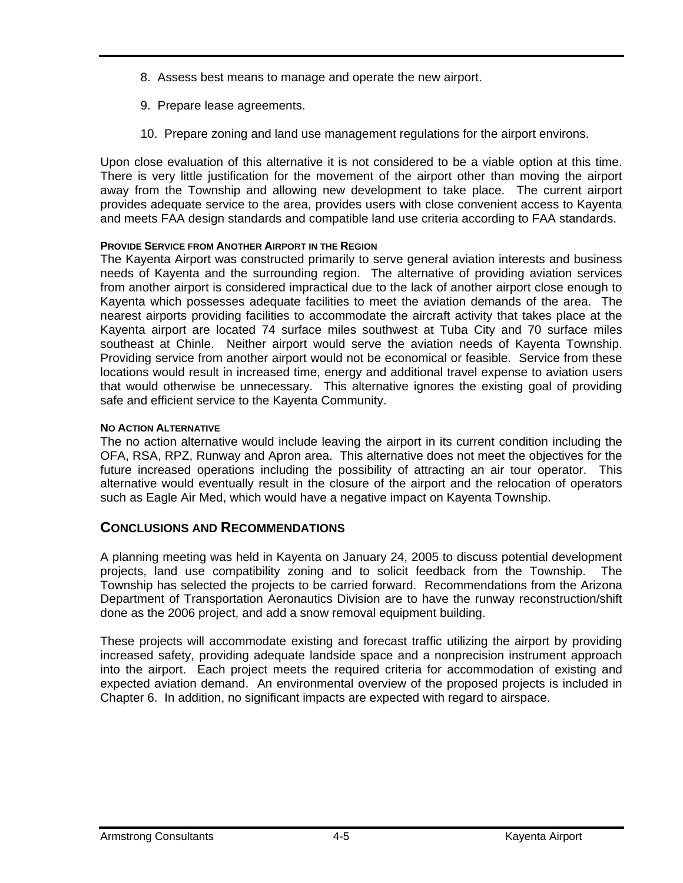8. Assess best means to manage and operate the new airport.

9. Prepare lease agreements.

10. Prepare zoning and land use management regulations for the airport environs.

Upon close evaluation of this alternative it is not considered to be a viable option at this time. There is very little justification for the movement of the airport other than moving the airport away from the Township and allowing new development to take place. The current airport provides adequate service to the area, provides users with close convenient access to Kayenta and meets FAA design standards and compatible land use criteria according to FAA standards.

#### PROVIDE SERVICE FROM ANOTHER AIRPORT IN THE REGION

The Kayenta Airport was constructed primarily to serve general aviation interests and business needs of Kayenta and the surrounding region. The alternative of providing aviation services from another airport is considered impractical due to the lack of another airport close enough to Kayenta which possesses adequate facilities to meet the aviation demands of the area. The nearest airports providing facilities to accommodate the aircraft activity that takes place at the Kayenta airport are located 74 surface miles southwest at Tuba City and 70 surface miles southeast at Chinle. Neither airport would serve the aviation needs of Kayenta Township. Providing service from another airport would not be economical or feasible. Service from these locations would result in increased time, energy and additional travel expense to aviation users that would otherwise be unnecessary. This alternative ignores the existing goal of providing safe and efficient service to the Kayenta Community.

#### NO ACTION ALTERNATIVE

The no action alternative would include leaving the airport in its current condition including the OFA, RSA, RPZ, Runway and Apron area. This alternative does not meet the objectives for the future increased operations including the possibility of attracting an air tour operator. This alternative would eventually result in the closure of the airport and the relocation of operators such as Eagle Air Med, which would have a negative impact on Kayenta Township.

## CONCLUSIONS AND RECOMMENDATIONS

A planning meeting was held in Kayenta on January 24, 2005 to discuss potential development projects, land use compatibility zoning and to solicit feedback from the Township. The Township has selected the projects to be carried forward. Recommendations from the Arizona Department of Transportation Aeronautics Division are to have the runway reconstruction/shift done as the 2006 project, and add a snow removal equipment building.

These projects will accommodate existing and forecast traffic utilizing the airport by providing increased safety, providing adequate landside space and a nonprecision instrument approach into the airport. Each project meets the required criteria for accommodation of existing and expected aviation demand. An environmental overview of the proposed projects is included in Chapter 6. In addition, no significant impacts are expected with regard to airspace.